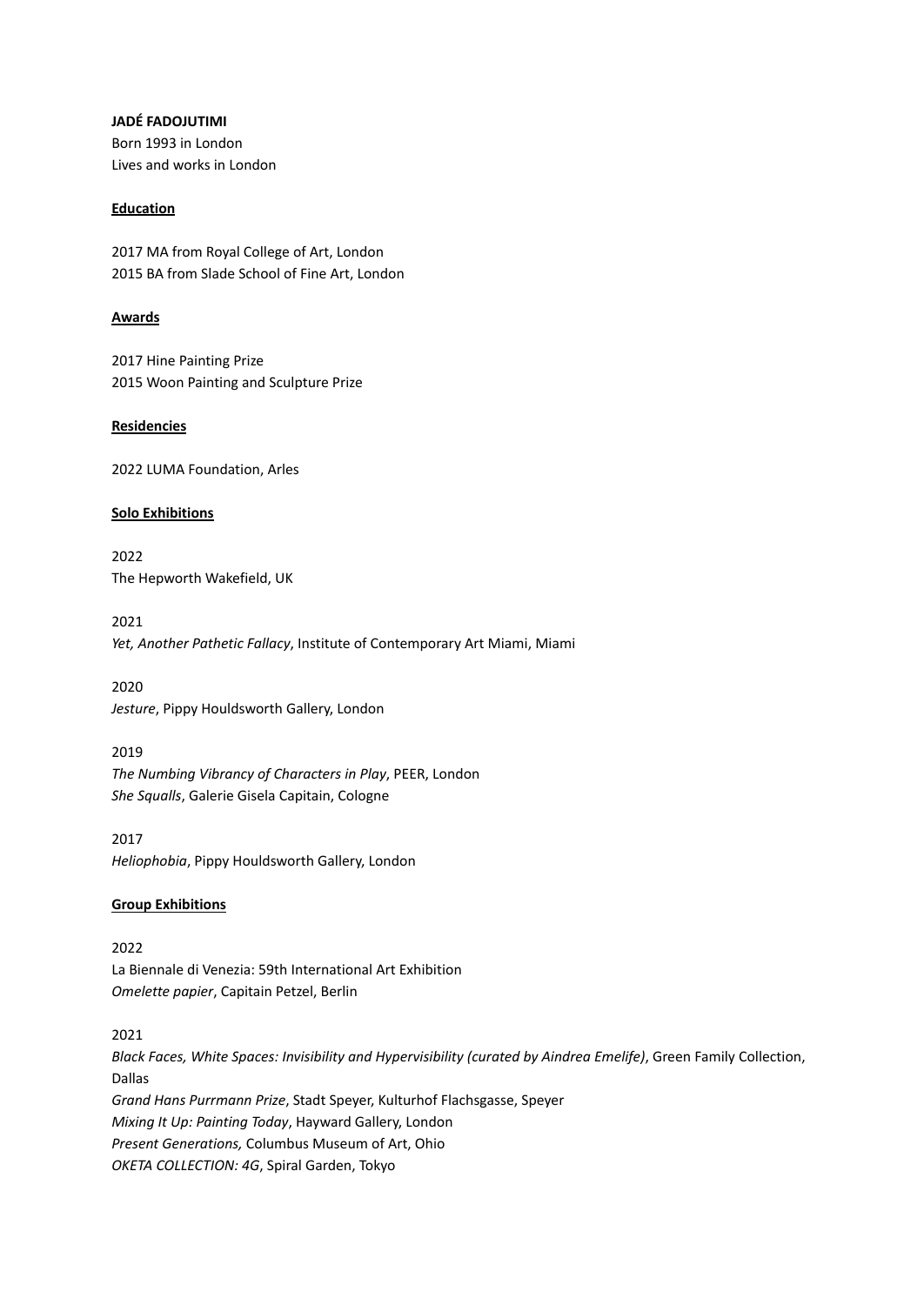**JADÉ FADOJUTIMI**
Born 1993 in London
Lives and works in London

## Education

2017 MA from Royal College of Art, London
2015 BA from Slade School of Fine Art, London

## Awards

2017 Hine Painting Prize
2015 Woon Painting and Sculpture Prize

## Residencies

2022 LUMA Foundation, Arles

## Solo Exhibitions

2022
The Hepworth Wakefield, UK

2021
*Yet, Another Pathetic Fallacy*, Institute of Contemporary Art Miami, Miami

2020
*Jesture*, Pippy Houldsworth Gallery, London

2019
*The Numbing Vibrancy of Characters in Play*, PEER, London
*She Squalls*, Galerie Gisela Capitain, Cologne

2017
*Heliophobia*, Pippy Houldsworth Gallery, London

## Group Exhibitions

2022
La Biennale di Venezia: 59th International Art Exhibition
*Omelette papier*, Capitain Petzel, Berlin

2021
*Black Faces, White Spaces: Invisibility and Hypervisibility (curated by Aindrea Emelife)*, Green Family Collection, Dallas
*Grand Hans Purrmann Prize*, Stadt Speyer, Kulturhof Flachsgasse, Speyer
*Mixing It Up: Painting Today*, Hayward Gallery, London
*Present Generations,* Columbus Museum of Art, Ohio
*OKETA COLLECTION: 4G*, Spiral Garden, Tokyo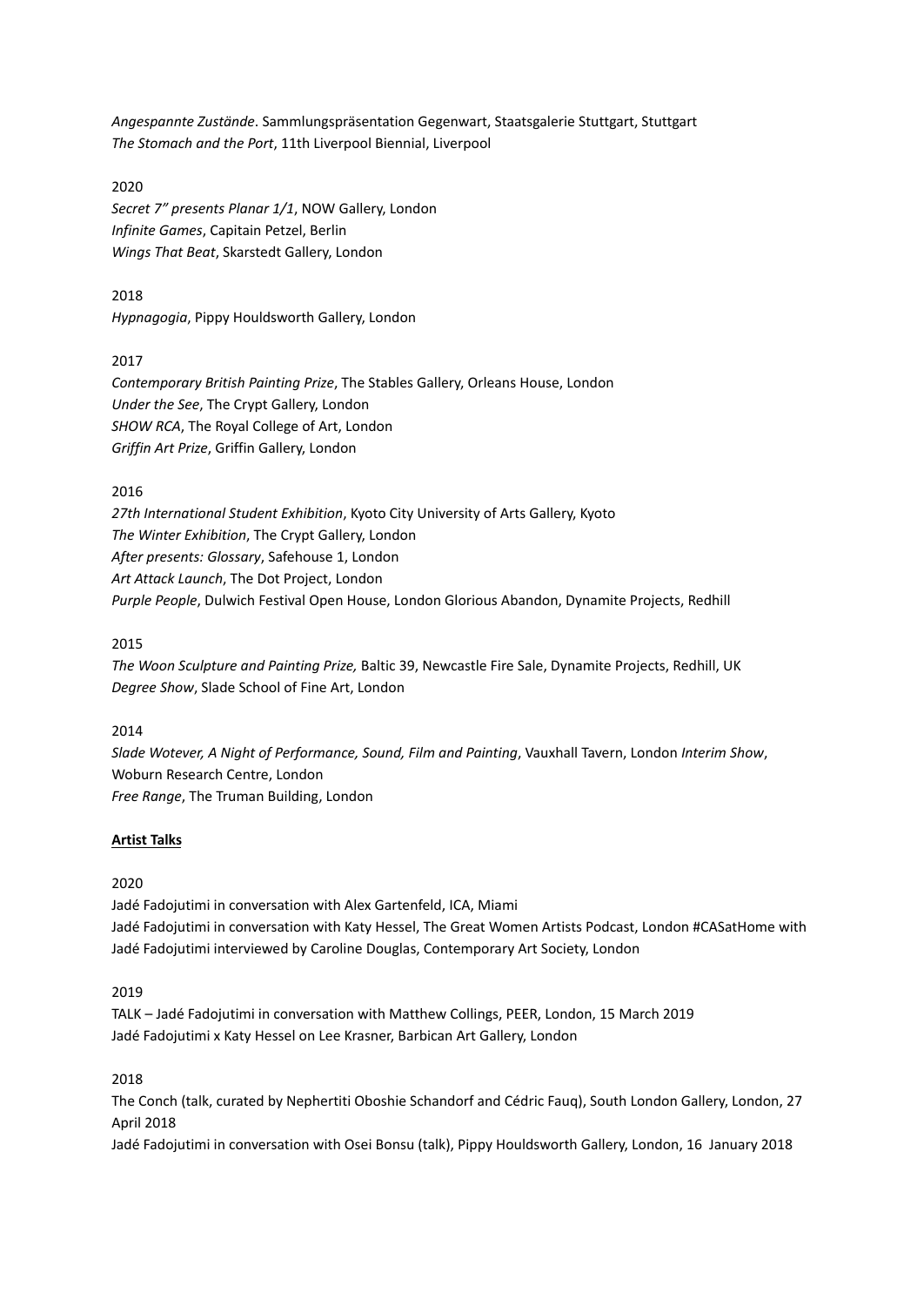*Angespannte Zustände*. Sammlungspräsentation Gegenwart, Staatsgalerie Stuttgart, Stuttgart
*The Stomach and the Port*, 11th Liverpool Biennial, Liverpool

2020
*Secret 7" presents Planar 1/1*, NOW Gallery, London
*Infinite Games*, Capitain Petzel, Berlin
*Wings That Beat*, Skarstedt Gallery, London

2018
*Hypnagogia*, Pippy Houldsworth Gallery, London

2017
*Contemporary British Painting Prize*, The Stables Gallery, Orleans House, London
*Under the See*, The Crypt Gallery, London
*SHOW RCA*, The Royal College of Art, London
*Griffin Art Prize*, Griffin Gallery, London

2016
*27th International Student Exhibition*, Kyoto City University of Arts Gallery, Kyoto
*The Winter Exhibition*, The Crypt Gallery, London
*After presents: Glossary*, Safehouse 1, London
*Art Attack Launch*, The Dot Project, London
*Purple People*, Dulwich Festival Open House, London Glorious Abandon, Dynamite Projects, Redhill

2015
*The Woon Sculpture and Painting Prize,* Baltic 39, Newcastle Fire Sale, Dynamite Projects, Redhill, UK
*Degree Show*, Slade School of Fine Art, London

2014
*Slade Wotever, A Night of Performance, Sound, Film and Painting*, Vauxhall Tavern, London *Interim Show*, Woburn Research Centre, London
*Free Range*, The Truman Building, London

**Artist Talks**

2020
Jadé Fadojutimi in conversation with Alex Gartenfeld, ICA, Miami
Jadé Fadojutimi in conversation with Katy Hessel, The Great Women Artists Podcast, London #CASatHome with Jadé Fadojutimi interviewed by Caroline Douglas, Contemporary Art Society, London

2019
TALK – Jadé Fadojutimi in conversation with Matthew Collings, PEER, London, 15 March 2019
Jadé Fadojutimi x Katy Hessel on Lee Krasner, Barbican Art Gallery, London

2018
The Conch (talk, curated by Nephertiti Oboshie Schandorf and Cédric Fauq), South London Gallery, London, 27 April 2018
Jadé Fadojutimi in conversation with Osei Bonsu (talk), Pippy Houldsworth Gallery, London, 16 January 2018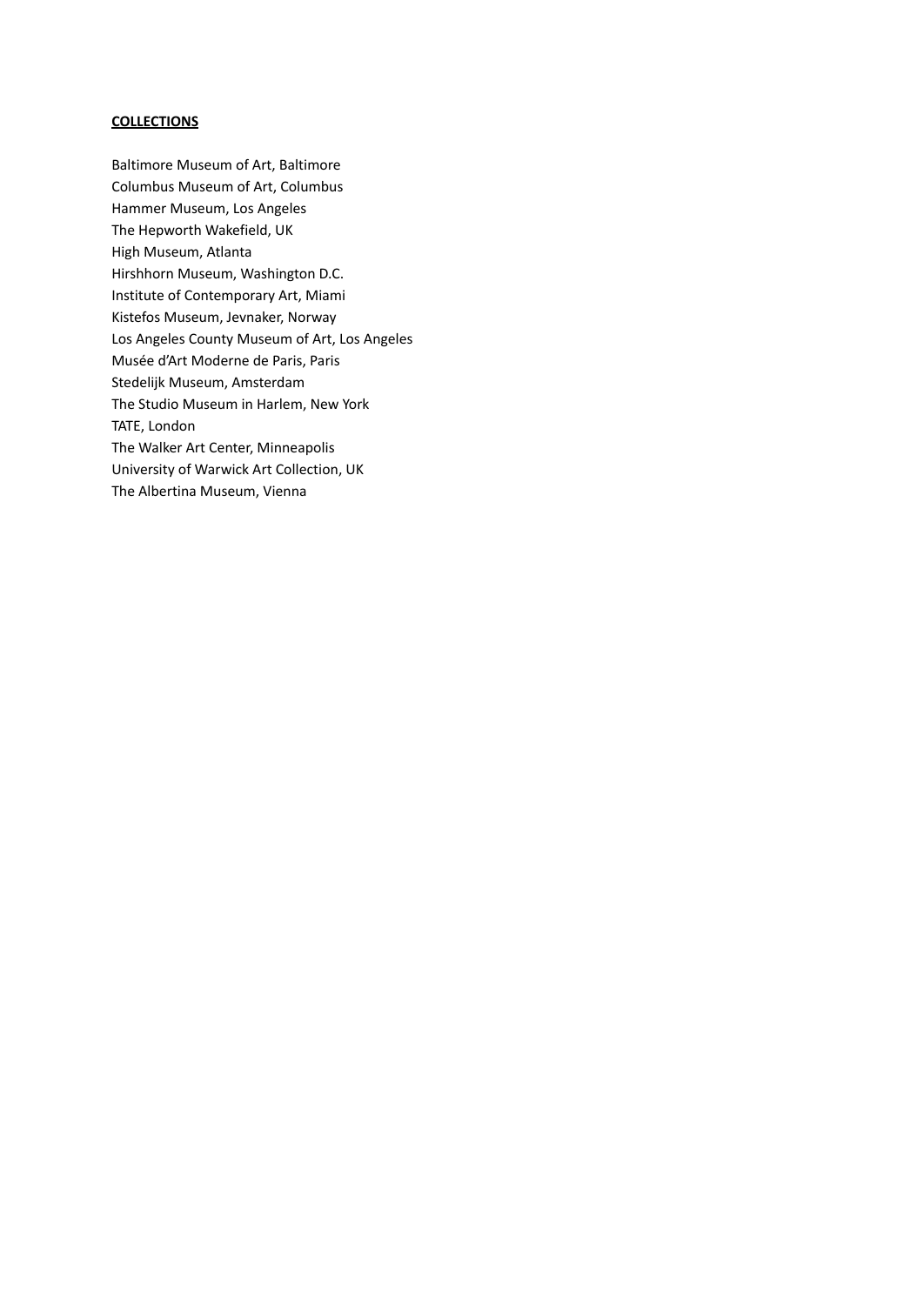**COLLECTIONS**

Baltimore Museum of Art, Baltimore
Columbus Museum of Art, Columbus
Hammer Museum, Los Angeles
The Hepworth Wakefield, UK
High Museum, Atlanta
Hirshhorn Museum, Washington D.C.
Institute of Contemporary Art, Miami
Kistefos Museum, Jevnaker, Norway
Los Angeles County Museum of Art, Los Angeles
Musée d'Art Moderne de Paris, Paris
Stedelijk Museum, Amsterdam
The Studio Museum in Harlem, New York
TATE, London
The Walker Art Center, Minneapolis
University of Warwick Art Collection, UK
The Albertina Museum, Vienna